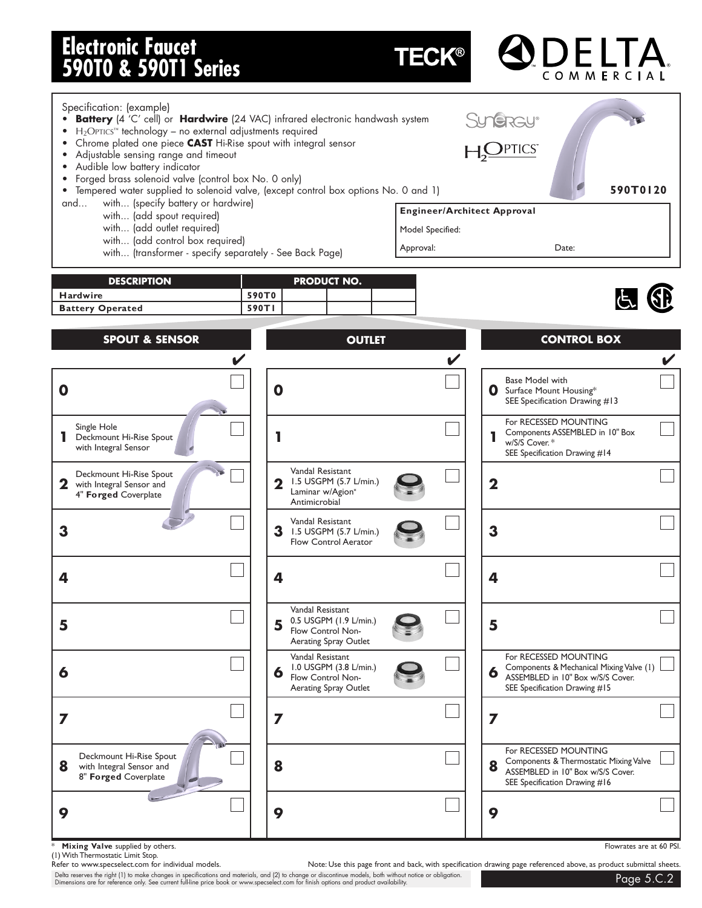# Electronic Faucet 590T0 & 590T1 Series

TECK® DELTA COMMERCIAL

Specification: (example)

- **Battery** (4 'C' cell) or **Hardwire** (24 VAC) infrared electronic handwash system
- $H_2$OPTICS™ technology – no external adjustments required
- Chrome plated one piece **CAST** Hi-Rise spout with integral sensor
- Adjustable sensing range and timeout
- Audible low battery indicator
- Forged brass solenoid valve (control box No. 0 only)
- Tempered water supplied to solenoid valve, (except control box options No. 0 and 1)

and... with... (specify battery or hardwire)
with... (add spout required)
with... (add outlet required)
with... (add control box required)
with... (transformer - specify separately - See Back Page)

Synergy® $H_2$OPTICS™

**590T0120**

| **Engineer/Architect Approval** | |
|---|---|
| Model Specified: | |
| Approval: | Date: |

| DESCRIPTION | PRODUCT NO. | | | |
|---|---|---|---|---|
| Hardwire | 590T0 | | | |
| Battery Operated | 590T1 | | | |

| | SPOUT & SENSOR | ✔ | OUTLET | ✔ | CONTROL BOX | ✔ |
|---|---|---|---|---|---|---|
| **0** | | ☐ | | ☐ | Base Model with Surface Mount Housing* SEE Specification Drawing #13 | ☐ |
| **1** | Single Hole Deckmount Hi-Rise Spout with Integral Sensor | ☐ | | ☐ | For RECESSED MOUNTING Components ASSEMBLED in 10" Box w/S/S Cover.* SEE Specification Drawing #14 | ☐ |
| **2** | Deckmount Hi-Rise Spout with Integral Sensor and 4" **Forged** Coverplate | ☐ | Vandal Resistant 1.5 USGPM (5.7 L/min.) Laminar w/Agion* Antimicrobial | ☐ | | ☐ |
| **3** | | ☐ | Vandal Resistant 1.5 USGPM (5.7 L/min.) Flow Control Aerator | ☐ | | ☐ |
| **4** | | ☐ | | ☐ | | ☐ |
| **5** | | ☐ | Vandal Resistant 0.5 USGPM (1.9 L/min.) Flow Control Non-Aerating Spray Outlet | ☐ | | ☐ |
| **6** | | ☐ | Vandal Resistant 1.0 USGPM (3.8 L/min.) Flow Control Non-Aerating Spray Outlet | ☐ | For RECESSED MOUNTING Components & Mechanical Mixing Valve (1) ASSEMBLED in 10" Box w/S/S Cover. SEE Specification Drawing #15 | ☐ |
| **7** | | ☐ | | ☐ | | ☐ |
| **8** | Deckmount Hi-Rise Spout with Integral Sensor and 8" **Forged** Coverplate | ☐ | | ☐ | For RECESSED MOUNTING Components & Thermostatic Mixing Valve ASSEMBLED in 10" Box w/S/S Cover. SEE Specification Drawing #16 | ☐ |
| **9** | | ☐ | | ☐ | | ☐ |

\* **Mixing Valve** supplied by others.

(1) With Thermostatic Limit Stop.

Refer to www.specselect.com for individual models.

Flowrates are at 60 PSI.

Note: Use this page front and back, with specification drawing page referenced above, as product submittal sheets.

Delta reserves the right (1) to make changes in specifications and materials, and (2) to change or discontinue models, both without notice or obligation. Dimensions are for reference only. See current full-line price book or www.specselect.com for finish options and product availability.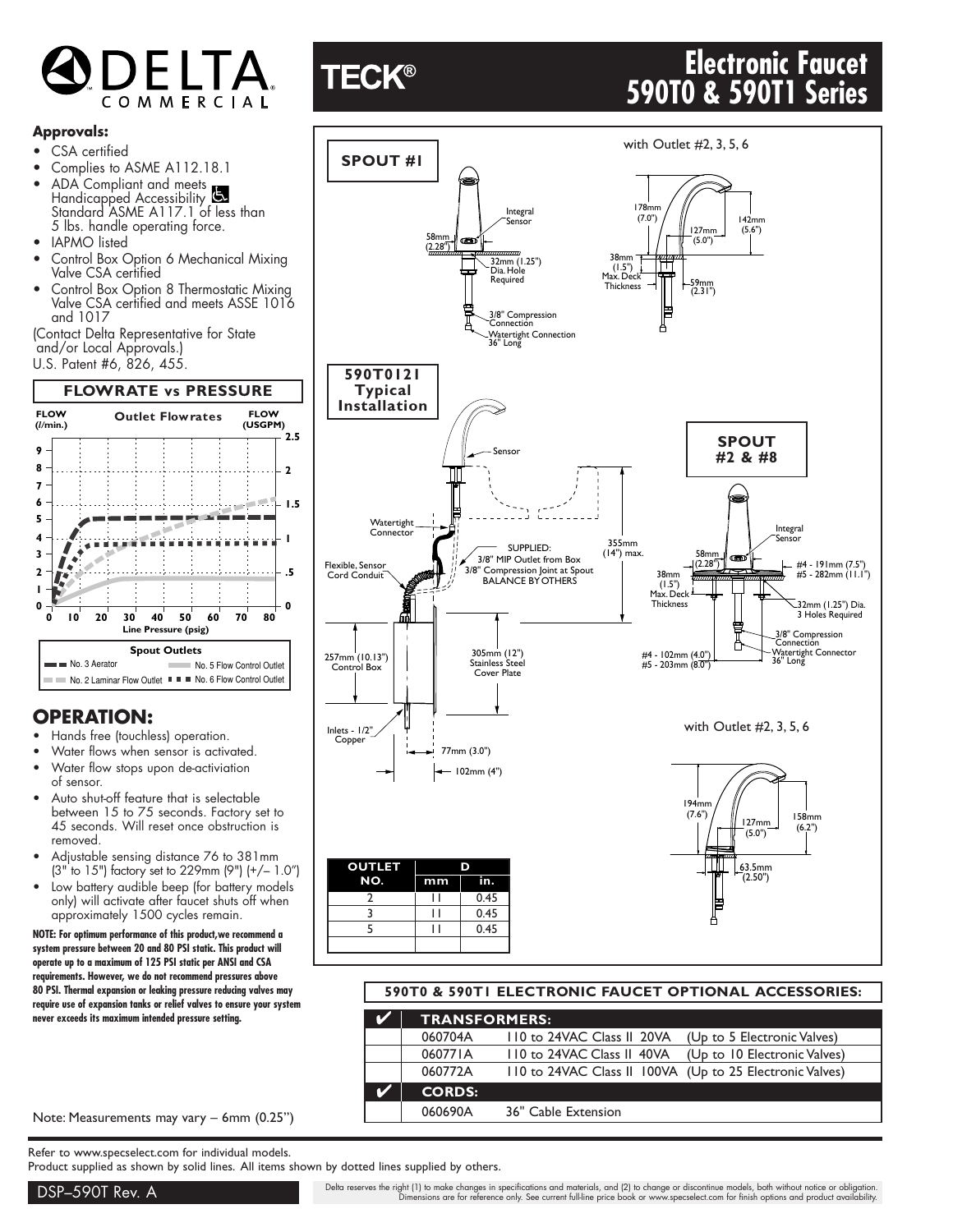# DELTA COMMERCIAL

# TECK®

# Electronic Faucet 590T0 & 590T1 Series

**Approvals:**

- CSA certified
- Complies to ASME A112.18.1
- ADA Compliant and meets Handicapped Accessibility Standard ASME A117.1 of less than 5 lbs. handle operating force.
- IAPMO listed
- Control Box Option 6 Mechanical Mixing Valve CSA certified
- Control Box Option 8 Thermostatic Mixing Valve CSA certified and meets ASSE 1016 and 1017

(Contact Delta Representative for State and/or Local Approvals.)

U.S. Patent #6, 826, 455.

## FLOWRATE vs PRESSURE

FLOW (l/min.)

Outlet Flowrates

FLOW (USGPM)

9
8
7
6
5
4
3
2
1
0

2.5
2
1.5
1
.5
0

0 10 20 30 40 50 60 70 80

Line Pressure (psig)

Spout Outlets

No. 3 Aerator
No. 5 Flow Control Outlet
No. 2 Laminar Flow Outlet
No. 6 Flow Control Outlet

## OPERATION:

- Hands free (touchless) operation.
- Water flows when sensor is activated.
- Water flow stops upon de-activiation of sensor.
- Auto shut-off feature that is selectable between 15 to 75 seconds. Factory set to 45 seconds. Will reset once obstruction is removed.
- Adjustable sensing distance 76 to 381mm (3" to 15") factory set to 229mm (9") (+/– 1.0")
- Low battery audible beep (for battery models only) will activate after faucet shuts off when approximately 1500 cycles remain.

**NOTE: For optimum performance of this product,we recommend a system pressure between 20 and 80 PSI static. This product will operate up to a maximum of 125 PSI static per ANSI and CSA requirements. However, we do not recommend pressures above 80 PSI. Thermal expansion or leaking pressure reducing valves may require use of expansion tanks or relief valves to ensure your system never exceeds its maximum intended pressure setting.**

Note: Measurements may vary – 6mm (0.25")

**SPOUT #1**

Integral Sensor
58mm (2.28")
32mm (1.25") Dia. Hole Required
3/8" Compression Connection
Watertight Connection 36" Long

with Outlet #2, 3, 5, 6

178mm (7.0")
142mm (5.6")
127mm (5.0")
38mm (1.5") Max. Deck Thickness
59mm (2.31")

**590T0121 Typical Installation**

Sensor
Watertight Connector
Flexible, Sensor Cord Conduit
SUPPLIED: 3/8" MIP Outlet from Box 3/8" Compression Joint at Spout BALANCE BY OTHERS
355mm (14") max.
257mm (10.13") Control Box
305mm (12") Stainless Steel Cover Plate
Inlets - 1/2" Copper
77mm (3.0")
102mm (4")

**SPOUT #2 & #8**

Integral Sensor
58mm (2.28")
#4 - 191mm (7.5")
#5 - 282mm (11.1")
38mm (1.5") Max. Deck Thickness
32mm (1.25") Dia. 3 Holes Required
3/8" Compression Connection
Watertight Connector 36" Long
#4 - 102mm (4.0")
#5 - 203mm (8.0")

with Outlet #2, 3, 5, 6

194mm (7.6")
158mm (6.2")
127mm (5.0")
63.5mm (2.50")

| OUTLET NO. | D | |
|---|---|---|
| | mm | in. |
| 2 | 11 | 0.45 |
| 3 | 11 | 0.45 |
| 5 | 11 | 0.45 |
| | | |

## 590T0 & 590T1 ELECTRONIC FAUCET OPTIONAL ACCESSORIES:

| | | | |
|---|---|---|---|
| ✔ | **TRANSFORMERS:** | | |
| | 060704A | 110 to 24VAC Class II 20VA | (Up to 5 Electronic Valves) |
| | 060771A | 110 to 24VAC Class II 40VA | (Up to 10 Electronic Valves) |
| | 060772A | 110 to 24VAC Class II 100VA | (Up to 25 Electronic Valves) |
| ✔ | **CORDS:** | | |
| | 060690A | 36" Cable Extension | |

Refer to www.specselect.com for individual models.

Product supplied as shown by solid lines. All items shown by dotted lines supplied by others.

DSP–590T Rev. A

Delta reserves the right (1) to make changes in specifications and materials, and (2) to change or discontinue models, both without notice or obligation. Dimensions are for reference only. See current full-line price book or www.specselect.com for finish options and product availability.